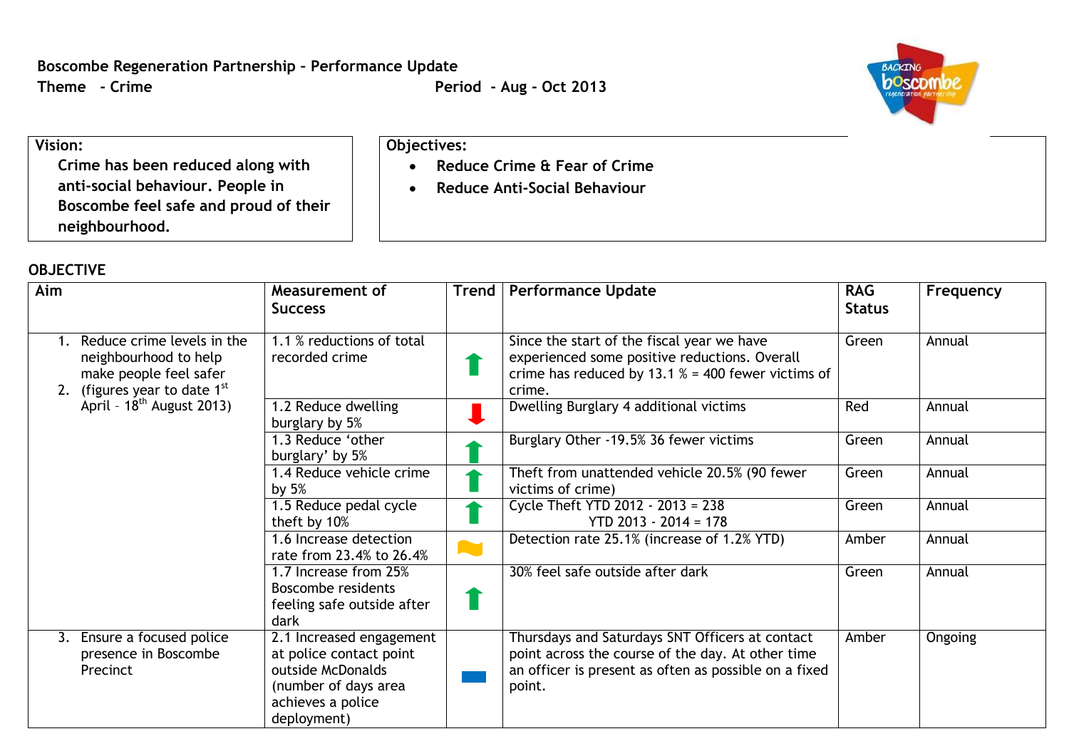**Boscombe Regeneration Partnership – Performance Update**

**Theme - Crime** **Period - Aug - Oct 2013**

| **Vision:** | **Objectives:** |
|---|---|
| **Crime has been reduced along with anti-social behaviour. People in Boscombe feel safe and proud of their neighbourhood.** | • **Reduce Crime & Fear of Crime**<br>• **Reduce Anti-Social Behaviour** |

**OBJECTIVE**

| Aim | Measurement of Success | Trend | Performance Update | RAG Status | Frequency |
|---|---|---|---|---|---|
| 1. Reduce crime levels in the neighbourhood to help make people feel safer<br>2. (figures year to date 1st April – 18th August 2013) | 1.1 % reductions of total recorded crime | ↑ | Since the start of the fiscal year we have experienced some positive reductions. Overall crime has reduced by 13.1 % = 400 fewer victims of crime. | Green | Annual |
| | 1.2 Reduce dwelling burglary by 5% | ↓ | Dwelling Burglary 4 additional victims | Red | Annual |
| | 1.3 Reduce 'other burglary' by 5% | ↑ | Burglary Other -19.5% 36 fewer victims | Green | Annual |
| | 1.4 Reduce vehicle crime by 5% | ↑ | Theft from unattended vehicle 20.5% (90 fewer victims of crime) | Green | Annual |
| | 1.5 Reduce pedal cycle theft by 10% | ↑ | Cycle Theft YTD 2012 - 2013 = 238<br>YTD 2013 - 2014 = 178 | Green | Annual |
| | 1.6 Increase detection rate from 23.4% to 26.4% | ~ | Detection rate 25.1% (increase of 1.2% YTD) | Amber | Annual |
| | 1.7 Increase from 25% Boscombe residents feeling safe outside after dark | ↑ | 30% feel safe outside after dark | Green | Annual |
| 3. Ensure a focused police presence in Boscombe Precinct | 2.1 Increased engagement at police contact point outside McDonalds (number of days area achieves a police deployment) | ▬ | Thursdays and Saturdays SNT Officers at contact point across the course of the day. At other time an officer is present as often as possible on a fixed point. | Amber | Ongoing |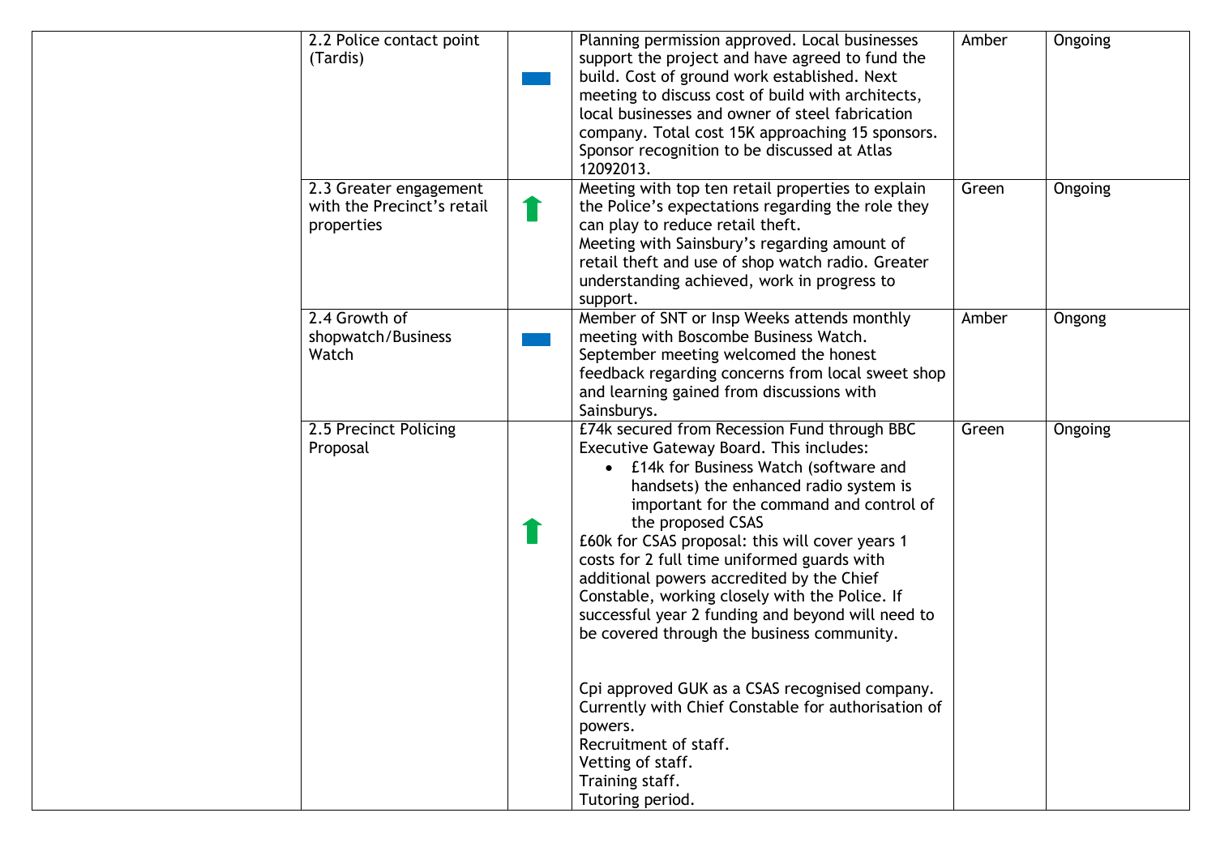| | | | | | |
|---|---|---|---|---|---|
| | 2.2 Police contact point (Tardis) | ▬ | Planning permission approved. Local businesses support the project and have agreed to fund the build. Cost of ground work established. Next meeting to discuss cost of build with architects, local businesses and owner of steel fabrication company. Total cost 15K approaching 15 sponsors. Sponsor recognition to be discussed at Atlas 12092013. | Amber | Ongoing |
| | 2.3 Greater engagement with the Precinct's retail properties | ⬆ | Meeting with top ten retail properties to explain the Police's expectations regarding the role they can play to reduce retail theft.<br>Meeting with Sainsbury's regarding amount of retail theft and use of shop watch radio. Greater understanding achieved, work in progress to support. | Green | Ongoing |
| | 2.4 Growth of shopwatch/Business Watch | ▬ | Member of SNT or Insp Weeks attends monthly meeting with Boscombe Business Watch. September meeting welcomed the honest feedback regarding concerns from local sweet shop and learning gained from discussions with Sainsburys. | Amber | Ongong |
| | 2.5 Precinct Policing Proposal | ⬆ | £74k secured from Recession Fund through BBC Executive Gateway Board. This includes:<br>• £14k for Business Watch (software and handsets) the enhanced radio system is important for the command and control of the proposed CSAS<br>£60k for CSAS proposal: this will cover years 1 costs for 2 full time uniformed guards with additional powers accredited by the Chief Constable, working closely with the Police. If successful year 2 funding and beyond will need to be covered through the business community.<br><br>Cpi approved GUK as a CSAS recognised company. Currently with Chief Constable for authorisation of powers.<br>Recruitment of staff.<br>Vetting of staff.<br>Training staff.<br>Tutoring period. | Green | Ongoing |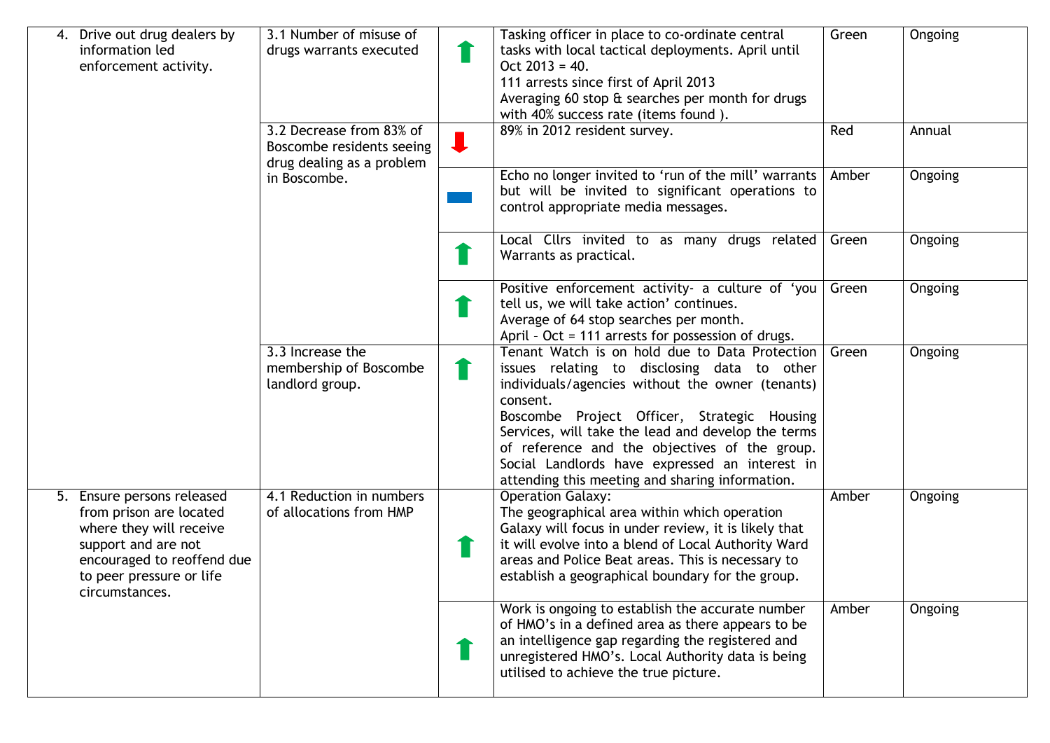| 4. Drive out drug dealers by information led enforcement activity. | 3.1 Number of misuse of drugs warrants executed | ⬆ | Tasking officer in place to co-ordinate central tasks with local tactical deployments. April until Oct 2013 = 40.<br>111 arrests since first of April 2013<br>Averaging 60 stop & searches per month for drugs with 40% success rate (items found ). | Green | Ongoing |
|---|---|---|---|---|---|
| | 3.2 Decrease from 83% of Boscombe residents seeing drug dealing as a problem in Boscombe. | ⬇ | 89% in 2012 resident survey. | Red | Annual |
| | | ▬ | Echo no longer invited to 'run of the mill' warrants but will be invited to significant operations to control appropriate media messages. | Amber | Ongoing |
| | | ⬆ | Local Cllrs invited to as many drugs related Warrants as practical. | Green | Ongoing |
| | | ⬆ | Positive enforcement activity- a culture of 'you tell us, we will take action' continues.<br>Average of 64 stop searches per month.<br>April – Oct = 111 arrests for possession of drugs. | Green | Ongoing |
| | 3.3 Increase the membership of Boscombe landlord group. | ⬆ | Tenant Watch is on hold due to Data Protection issues relating to disclosing data to other individuals/agencies without the owner (tenants) consent.<br>Boscombe Project Officer, Strategic Housing Services, will take the lead and develop the terms of reference and the objectives of the group. Social Landlords have expressed an interest in attending this meeting and sharing information. | Green | Ongoing |
| 5. Ensure persons released from prison are located where they will receive support and are not encouraged to reoffend due to peer pressure or life circumstances. | 4.1 Reduction in numbers of allocations from HMP | ⬆ | Operation Galaxy:<br>The geographical area within which operation Galaxy will focus in under review, it is likely that it will evolve into a blend of Local Authority Ward areas and Police Beat areas. This is necessary to establish a geographical boundary for the group. | Amber | Ongoing |
| | | ⬆ | Work is ongoing to establish the accurate number of HMO's in a defined area as there appears to be an intelligence gap regarding the registered and unregistered HMO's. Local Authority data is being utilised to achieve the true picture. | Amber | Ongoing |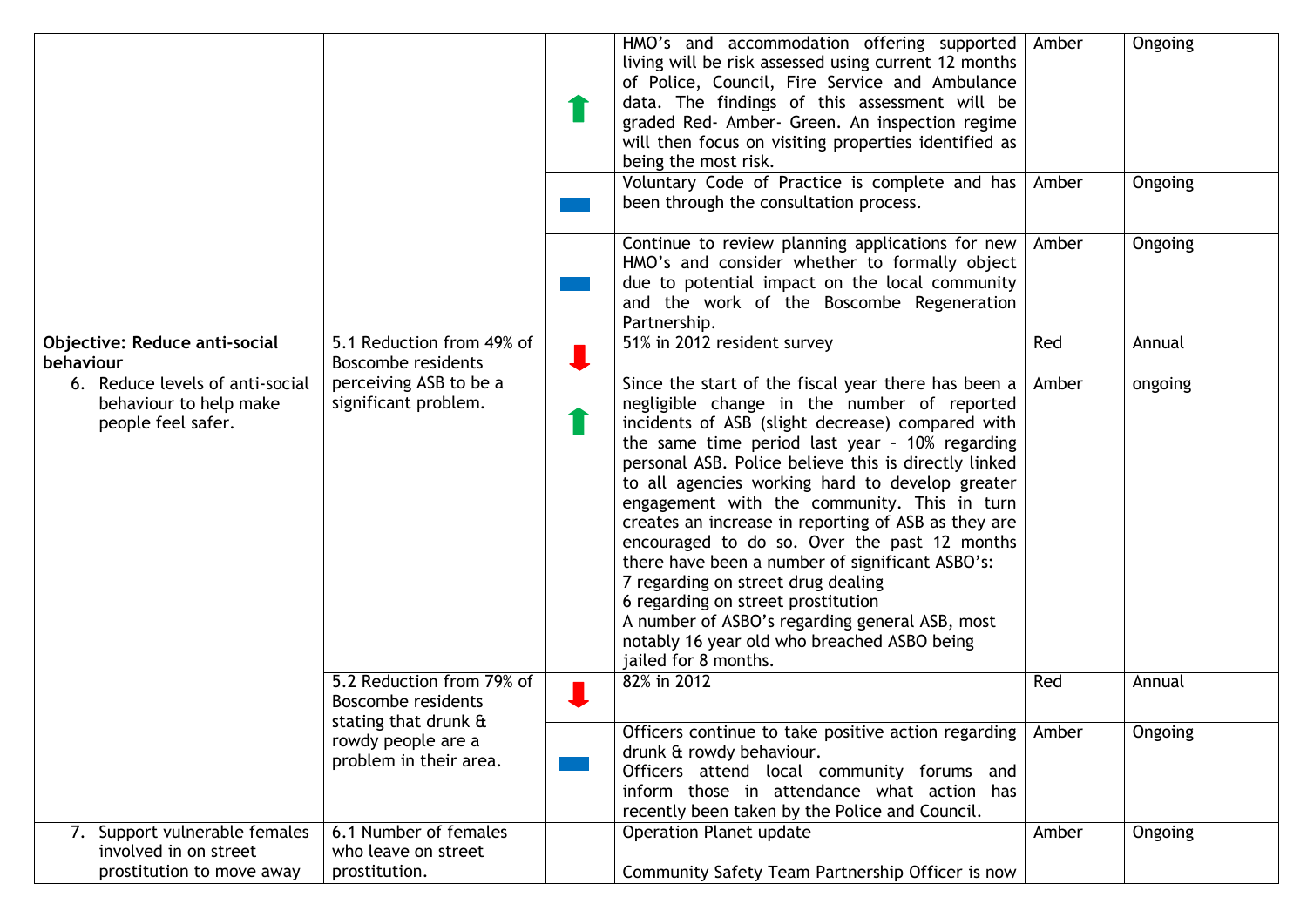| | | | | | |
|---|---|---|---|---|---|
| | | ⬆ | HMO's and accommodation offering supported living will be risk assessed using current 12 months of Police, Council, Fire Service and Ambulance data. The findings of this assessment will be graded Red- Amber- Green. An inspection regime will then focus on visiting properties identified as being the most risk. | Amber | Ongoing |
| | | ▬ | Voluntary Code of Practice is complete and has been through the consultation process. | Amber | Ongoing |
| | | ▬ | Continue to review planning applications for new HMO's and consider whether to formally object due to potential impact on the local community and the work of the Boscombe Regeneration Partnership. | Amber | Ongoing |
| **Objective: Reduce anti-social behaviour** | 5.1 Reduction from 49% of Boscombe residents perceiving ASB to be a significant problem. | ⬇ | 51% in 2012 resident survey | Red | Annual |
| 6. Reduce levels of anti-social behaviour to help make people feel safer. | | ⬆ | Since the start of the fiscal year there has been a negligible change in the number of reported incidents of ASB (slight decrease) compared with the same time period last year – 10% regarding personal ASB. Police believe this is directly linked to all agencies working hard to develop greater engagement with the community. This in turn creates an increase in reporting of ASB as they are encouraged to do so. Over the past 12 months there have been a number of significant ASBO's:<br>7 regarding on street drug dealing<br>6 regarding on street prostitution<br>A number of ASBO's regarding general ASB, most notably 16 year old who breached ASBO being jailed for 8 months. | Amber | ongoing |
| | 5.2 Reduction from 79% of Boscombe residents stating that drunk & rowdy people are a problem in their area. | ⬇ | 82% in 2012 | Red | Annual |
| | | ▬ | Officers continue to take positive action regarding drunk & rowdy behaviour.<br>Officers attend local community forums and inform those in attendance what action has recently been taken by the Police and Council. | Amber | Ongoing |
| 7. Support vulnerable females involved in on street prostitution to move away | 6.1 Number of females who leave on street prostitution. | | Operation Planet update<br><br>Community Safety Team Partnership Officer is now | Amber | Ongoing |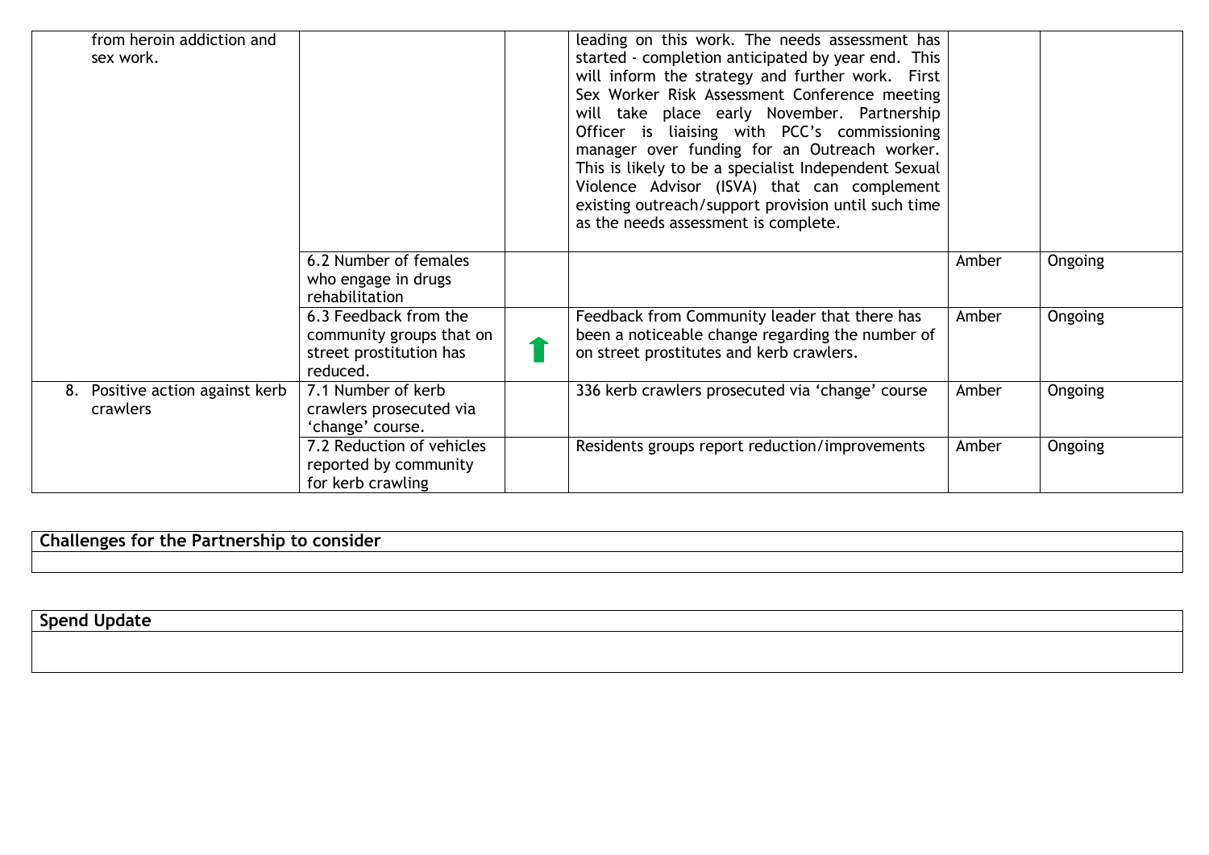| | | | | | |
|---|---|---|---|---|---|
| from heroin addiction and sex work. | | | leading on this work. The needs assessment has started - completion anticipated by year end. This will inform the strategy and further work. First Sex Worker Risk Assessment Conference meeting will take place early November. Partnership Officer is liaising with PCC's commissioning manager over funding for an Outreach worker. This is likely to be a specialist Independent Sexual Violence Advisor (ISVA) that can complement existing outreach/support provision until such time as the needs assessment is complete. | | |
| | 6.2 Number of females who engage in drugs rehabilitation | | | Amber | Ongoing |
| | 6.3 Feedback from the community groups that on street prostitution has reduced. | ⬆ | Feedback from Community leader that there has been a noticeable change regarding the number of on street prostitutes and kerb crawlers. | Amber | Ongoing |
| 8. Positive action against kerb crawlers | 7.1 Number of kerb crawlers prosecuted via 'change' course. | | 336 kerb crawlers prosecuted via 'change' course | Amber | Ongoing |
| | 7.2 Reduction of vehicles reported by community for kerb crawling | | Residents groups report reduction/improvements | Amber | Ongoing |

| Challenges for the Partnership to consider |
|---|
| |

| Spend Update |
|---|
| |